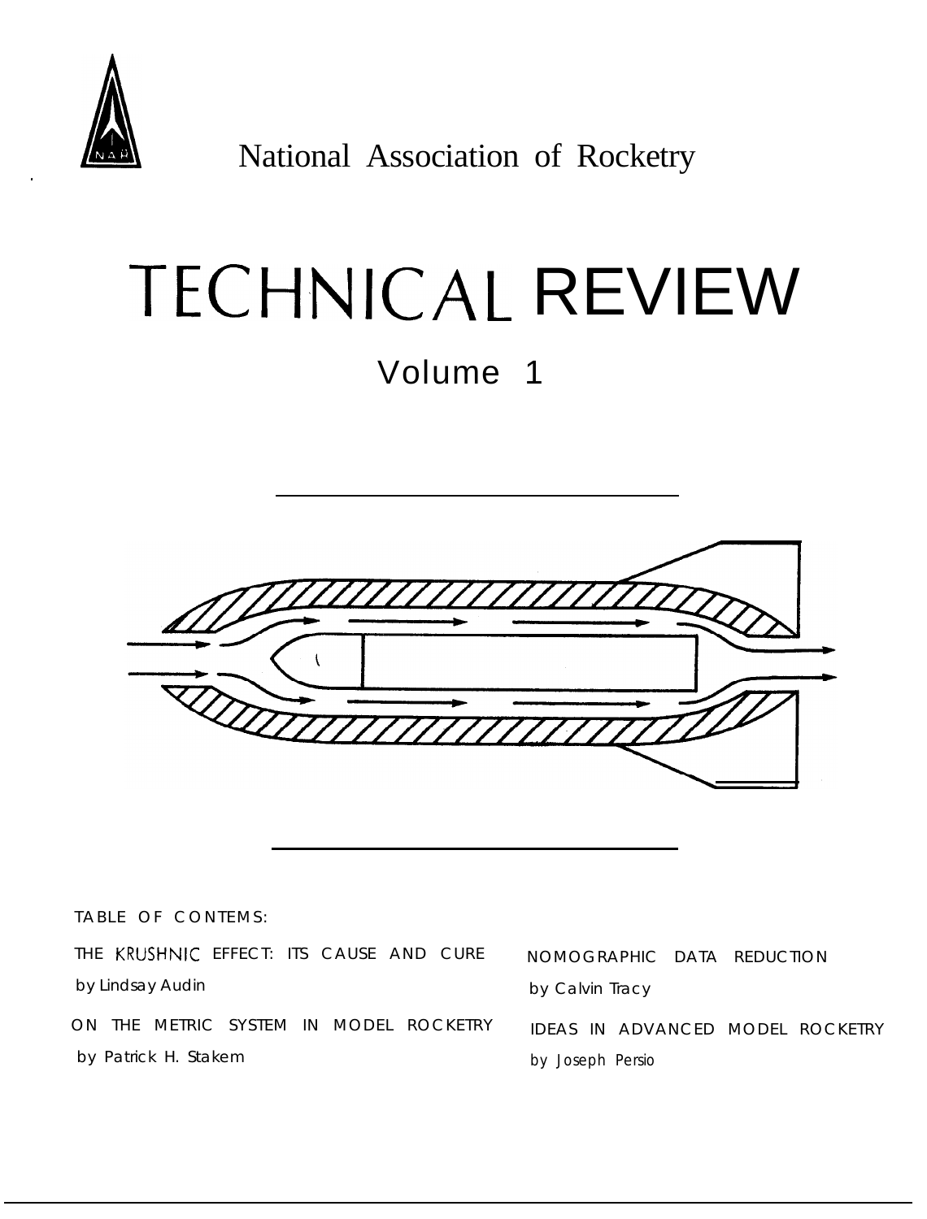National Association of Rocketry

# TECHNICAL REVIEW

## Volume 1

TABLE OF CONTEMS:

THE KRUSHNIC EFFECT: ITS CAUSE AND CURE
by Lindsay Audin

ON THE METRIC SYSTEM IN MODEL ROCKETRY
by Patrick H. Stakem

NOMOGRAPHIC DATA REDUCTION
by Calvin Tracy

IDEAS IN ADVANCED MODEL ROCKETRY
by Joseph Persio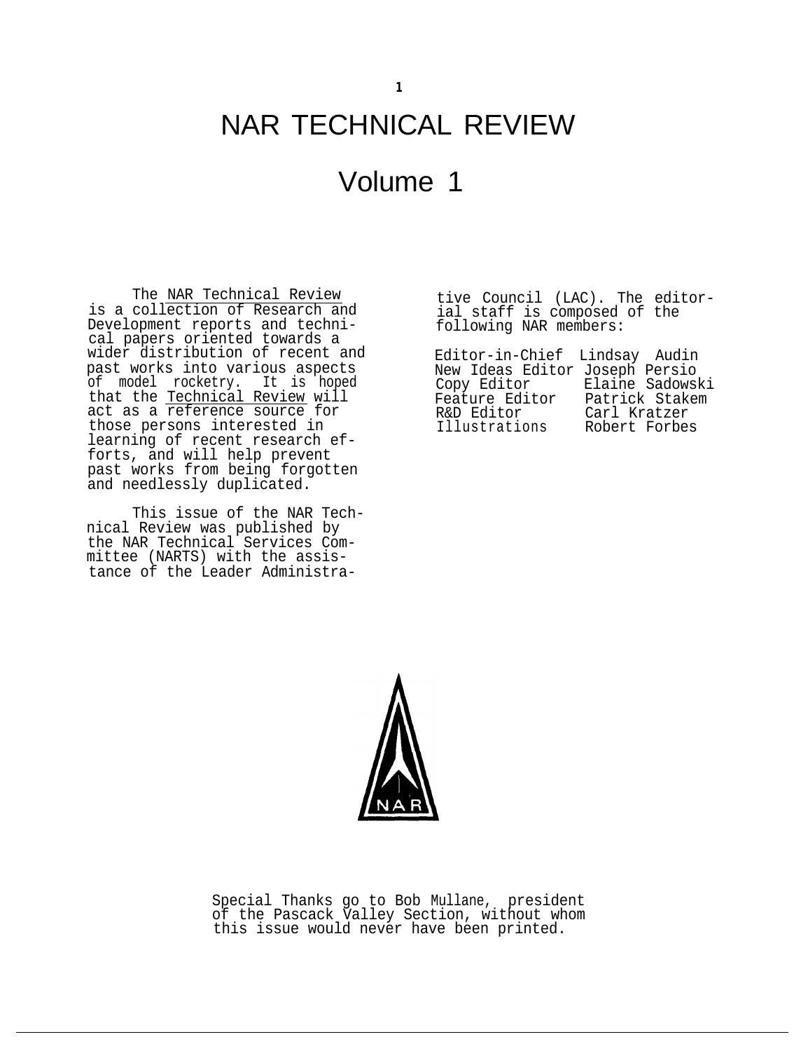# NAR TECHNICAL REVIEW

# Volume 1

The NAR Technical Review is a collection of Research and Development reports and technical papers oriented towards a wider distribution of recent and past works into various aspects of model rocketry. It is hoped that the Technical Review will act as a reference source for those persons interested in learning of recent research efforts, and will help prevent past works from being forgotten and needlessly duplicated.

This issue of the NAR Technical Review was published by the NAR Technical Services Committee (NARTS) with the assistance of the Leader Administrative Council (LAC). The editorial staff is composed of the following NAR members:

| | |
|---|---|
| Editor-in-Chief | Lindsay Audin |
| New Ideas Editor | Joseph Persio |
| Copy Editor | Elaine Sadowski |
| Feature Editor | Patrick Stakem |
| R&D Editor | Carl Kratzer |
| Illustrations | Robert Forbes |

Special Thanks go to Bob Mullane, president of the Pascack Valley Section, without whom this issue would never have been printed.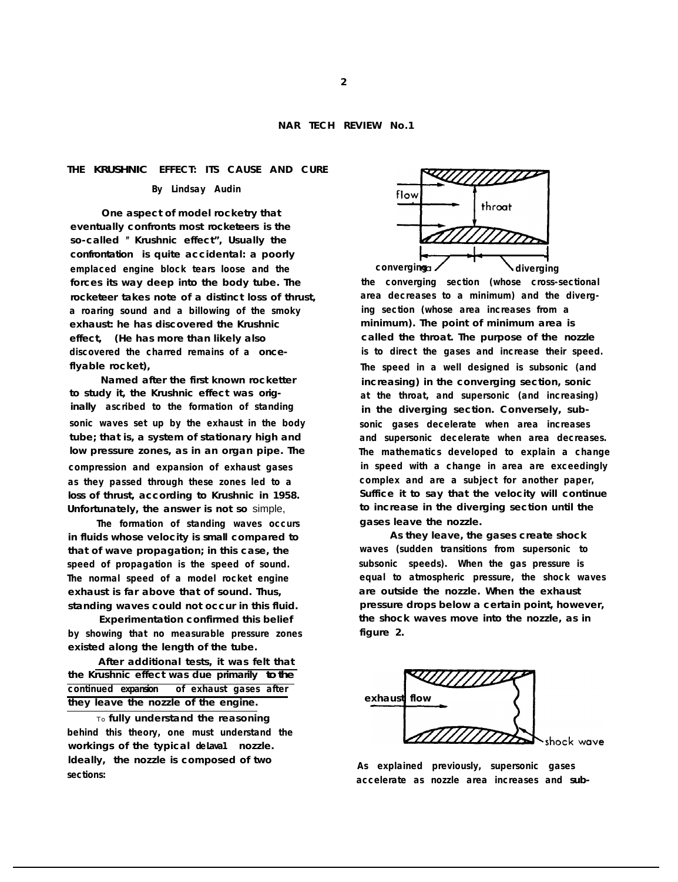## THE KRUSHNIC EFFECT: ITS CAUSE AND CURE

**By Lindsay Audin**

One aspect of model rocketry that eventually confronts most rocketeers is the so-called " Krushnic effect", Usually the confrontation is quite accidental: a poorly emplaced engine block tears loose and the forces its way deep into the body tube. The rocketeer takes note of a distinct loss of thrust, a roaring sound and a billowing of the smoky exhaust: he has discovered the Krushnic effect, (He has more than likely also discovered the charred remains of a once-flyable rocket),

Named after the first known rocketter to study it, the Krushnic effect was originally ascribed to the formation of standing sonic waves set up by the exhaust in the body tube; that is, a system of stationary high and low pressure zones, as in an organ pipe. The compression and expansion of exhaust gases as they passed through these zones led to a loss of thrust, according to Krushnic in 1958. Unfortunately, the answer is not so simple,

The formation of standing waves occurs in fluids whose velocity is small compared to that of wave propagation; in this case, the speed of propagation is the speed of sound. The normal speed of a model rocket engine exhaust is far above that of sound. Thus, standing waves could not occur in this fluid.

Experimentation confirmed this belief by showing that no measurable pressure zones existed along the length of the tube.

After additional tests, it was felt that <u>the Krushnic effect was due primarily to the continued expansion of exhaust gases after they leave the nozzle of the engine.</u>

To fully understand the reasoning behind this theory, one must understand the workings of the typical delava1 nozzle. Ideally, the nozzle is composed of two sections:

flow — throat — converging — diverging

the converging section (whose cross-sectional area decreases to a minimum) and the diverging section (whose area increases from a minimum). The point of minimum area is called the throat. The purpose of the nozzle is to direct the gases and increase their speed. The speed in a well designed is subsonic (and increasing) in the converging section, sonic at the throat, and supersonic (and increasing) in the diverging section. Conversely, subsonic gases decelerate when area increases and supersonic decelerate when area decreases. The mathematics developed to explain a change in speed with a change in area are exceedingly complex and are a subject for another paper, Suffice it to say that the velocity will continue to increase in the diverging section until the gases leave the nozzle.

As they leave, the gases create shock waves (sudden transitions from supersonic to subsonic speeds). When the gas pressure is equal to atmospheric pressure, the shock waves are outside the nozzle. When the exhaust pressure drops below a certain point, however, the shock waves move into the nozzle, as in figure 2.

exhaust flow — shock wave

As explained previously, supersonic gases accelerate as nozzle area increases and sub-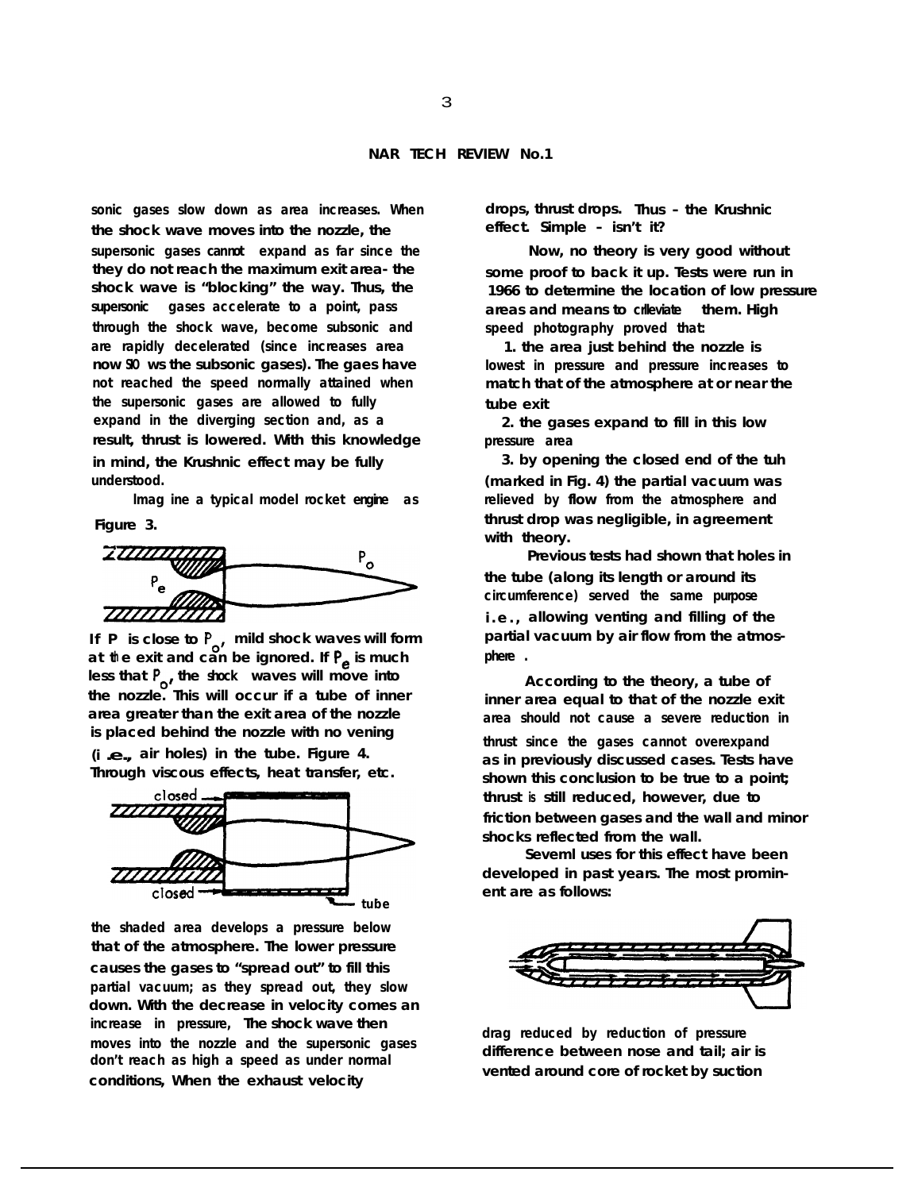sonic gases slow down as area increases. When the shock wave moves into the nozzle, the supersonic gases cannot expand as far since the they do not reach the maximum exit area- the shock wave is "blocking" the way. Thus, the supersonic gases accelerate to a point, pass through the shock wave, become subsonic and are rapidly decelerated (since increases area now S0 ws the subsonic gases). The gaes have not reached the speed normally attained when the supersonic gases are allowed to fully expand in the diverging section and, as a result, thrust is lowered. With this knowledge in mind, the Krushnic effect may be fully understood.

Imag ine a typical model rocket engine as Figure 3.

If P is close to $P_o$, mild shock waves will form at the exit and can be ignored. If $P_e$ is much less that $P_o$, the shock waves will move into the nozzle. This will occur if a tube of inner area greater than the exit area of the nozzle is placed behind the nozzle with no vening (i .e., air holes) in the tube. Figure 4. Through viscous effects, heat transfer, etc. the shaded area develops a pressure below that of the atmosphere. The lower pressure causes the gases to "spread out" to fill this partial vacuum; as they spread out, they slow down. With the decrease in velocity comes an increase in pressure, The shock wave then moves into the nozzle and the supersonic gases don't reach as high a speed as under normal conditions, When the exhaust velocity drops, thrust drops. Thus – the Krushnic effect. Simple – isn't it?

Now, no theory is very good without some proof to back it up. Tests were run in 1966 to determine the location of low pressure areas and means to crlleviate them. High speed photography proved that:

1. the area just behind the nozzle is lowest in pressure and pressure increases to match that of the atmosphere at or near the tube exit
2. the gases expand to fill in this low pressure area
3. by opening the closed end of the tuh (marked in Fig. 4) the partial vacuum was relieved by flow from the atmosphere and thrust drop was negligible, in agreement with theory.

Previous tests had shown that holes in the tube (along its length or around its circumference) served the same purpose i.e., allowing venting and filling of the partial vacuum by air flow from the atmosphere .

According to the theory, a tube of inner area equal to that of the nozzle exit area should not cause a severe reduction in thrust since the gases cannot overexpand as in previously discussed cases. Tests have shown this conclusion to be true to a point; thrust is still reduced, however, due to friction between gases and the wall and minor shocks reflected from the wall.

Seveml uses for this effect have been developed in past years. The most prominent are as follows:

drag reduced by reduction of pressure difference between nose and tail; air is vented around core of rocket by suction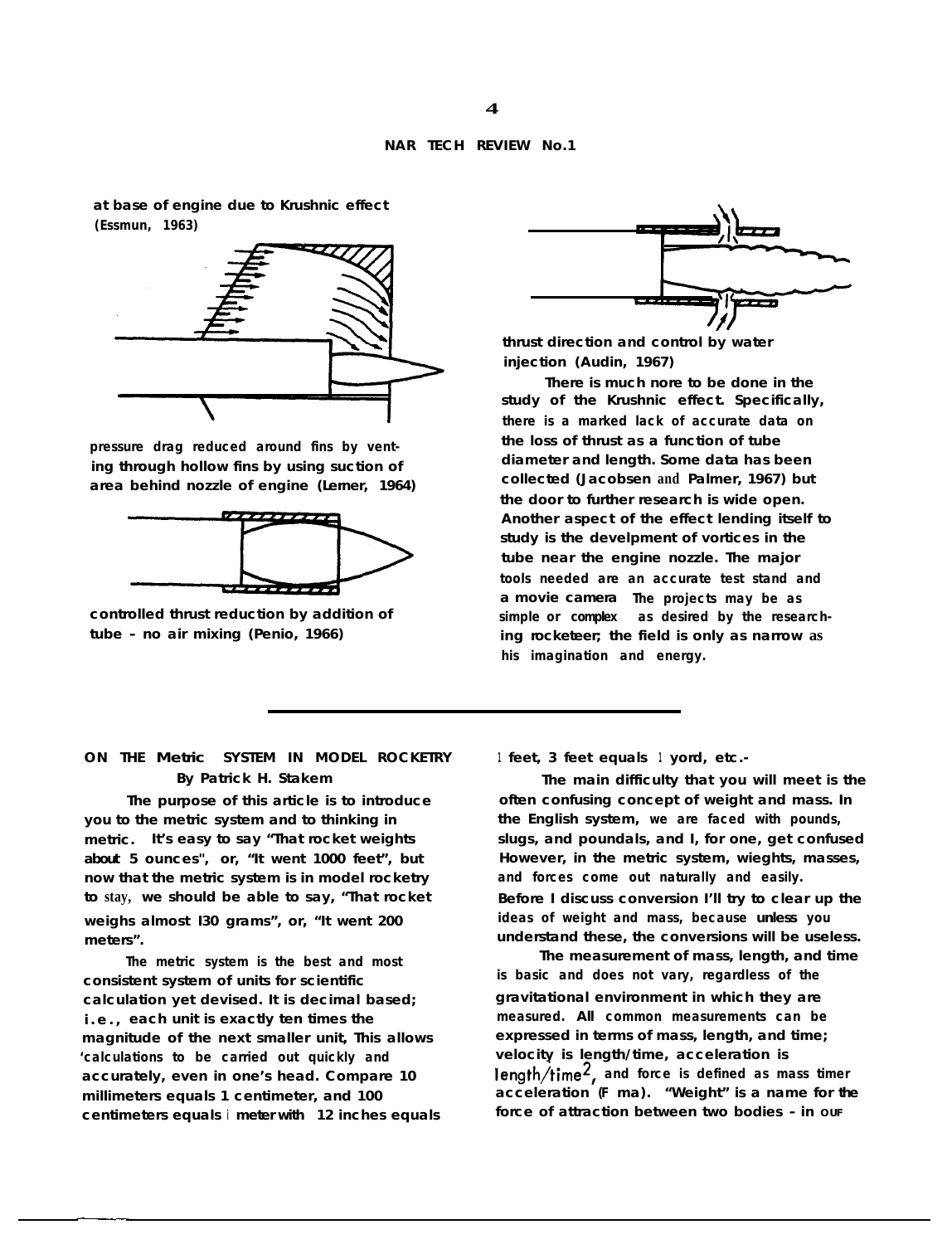at base of engine due to Krushnic effect (Essmun, 1963)

pressure drag reduced around fins by venting through hollow fins by using suction of area behind nozzle of engine (Lerner, 1964)

controlled thrust reduction by addition of tube - no air mixing (Penio, 1966)

thrust direction and control by water injection (Audin, 1967)

There is much nore to be done in the study of the Krushnic effect. Specifically, there is a marked lack of accurate data on the loss of thrust as a function of tube diameter and length. Some data has been collected (Jacobsen and Palmer, 1967) but the door to further research is wide open. Another aspect of the effect lending itself to study is the develpment of vortices in the tube near the engine nozzle. The major tools needed are an accurate test stand and a movie camera The projects may be as simple or complex as desired by the researching rocketeer; the field is only as narrow as his imagination and energy.

---

## ON THE Metric SYSTEM IN MODEL ROCKETRY

**By Patrick H. Stakem**

The purpose of this article is to introduce you to the metric system and to thinking in metric. It's easy to say "That rocket weights about 5 ounces", or, "It went 1000 feet", but now that the metric system is in model rocketry to stay, we should be able to say, "That rocket weighs almost I30 grams", or, "It went 200 meters".

The metric system is the best and most consistent system of units for scientific calculation yet devised. It is decimal based; i.e., each unit is exactly ten times the magnitude of the next smaller unit, This allows 'calculations to be carried out quickly and accurately, even in one's head. Compare 10 millimeters equals 1 centimeter, and 100 centimeters equals 1 meter with 12 inches equals 1 feet, 3 feet equals 1 yord, etc.-

The main difficulty that you will meet is the often confusing concept of weight and mass. In the English system, we are faced with pounds, slugs, and poundals, and I, for one, get confused However, in the metric system, wieghts, masses, and forces come out naturally and easily. Before I discuss conversion I'll try to clear up the ideas of weight and mass, because unless you understand these, the conversions will be useless.

The measurement of mass, length, and time is basic and does not vary, regardless of the gravitational environment in which they are measured. All common measurements can be expressed in terms of mass, length, and time; velocity is length/time, acceleration is length/time$^2$, and force is defined as mass timer acceleration (F ma). "Weight" is a name for the force of attraction between two bodies - in ouF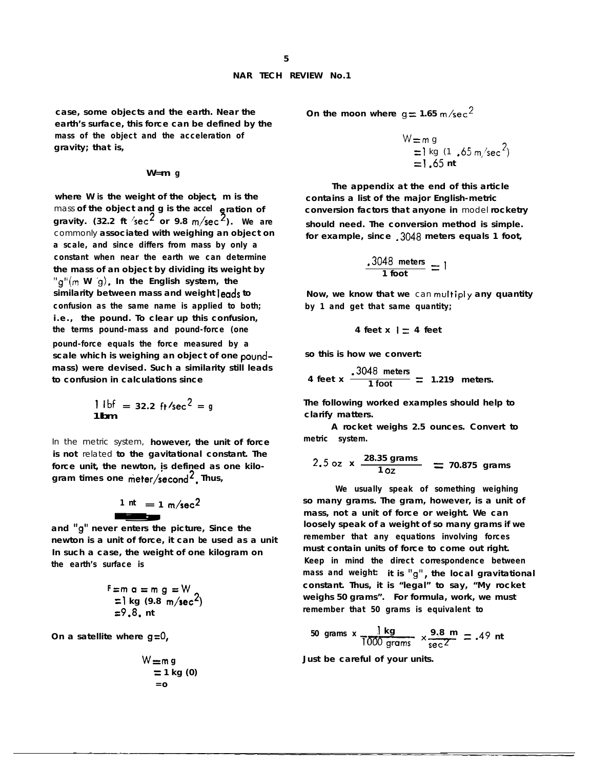case, some objects and the earth. Near the earth's surface, this force can be defined by the mass of the object and the acceleration of gravity; that is,

$$W = m\ g$$

where W is the weight of the object, m is the mass of the object and g is the acceleration of gravity. (32.2 ft/sec$^2$ or 9.8 m/sec$^2$). We are commonly associated with weighing an object on a scale, and since differs from mass by only a constant when near the earth we can determine the mass of an object by dividing its weight by "g"(m W/g). In the English system, the similarity between mass and weight leads to confusion as the same name is applied to both; i.e., the pound. To clear up this confusion, the terms pound-mass and pound-force (one pound-force equals the force measured by a scale which is weighing an object of one pound-mass) were devised. Such a similarity still leads to confusion in calculations since

$$\frac{1\ \text{lbf}}{1\ \text{lbm}} = 32.2\ \text{ft/sec}^2 = g$$

In the metric system, however, the unit of force is not related to the gavitational constant. The force unit, the newton, is defined as one kilogram times one meter/second$^2$. Thus,

$$\frac{1\ \text{nt}}{\ } = 1\ \text{m/sec}^2$$

and "g" never enters the picture, Since the newton is a unit of force, it can be used as a unit In such a case, the weight of one kilogram on the earth's surface is

$$\begin{aligned} F &= m\ a = m\ g = W \\ &= 1\ \text{kg}\ (9.8\ \text{m/sec}^2) \\ &= 9.8.\ \text{nt} \end{aligned}$$

On a satellite where g=0,

$$\begin{aligned} W &= m\ g \\ &= 1\ \text{kg}\ (0) \\ &= 0 \end{aligned}$$

On the moon where g = 1.65 m/sec$^2$

$$\begin{aligned} W &= m\ g \\ &= 1\ \text{kg}\ (1.65\ \text{m/sec}^2) \\ &= 1.65\ \text{nt} \end{aligned}$$

The appendix at the end of this article contains a list of the major English-metric conversion factors that anyone in model rocketry should need. The conversion method is simple. for example, since .3048 meters equals 1 foot,

$$\frac{.3048\ \text{meters}}{1\ \text{foot}} = 1$$

Now, we know that we can multiply any quantity by 1 and get that same quantity;

$$4\ \text{feet} \times 1 = 4\ \text{feet}$$

so this is how we convert:

$$4\ \text{feet} \times \frac{.3048\ \text{meters}}{1\ \text{foot}} = 1.219\ \text{meters.}$$

The following worked examples should help to clarify matters.

A rocket weighs 2.5 ounces. Convert to metric system.

$$2.5\ \text{oz} \times \frac{28.35\ \text{grams}}{1\ \text{oz}} = 70.875\ \text{grams}$$

We usually speak of something weighing so many grams. The gram, however, is a unit of mass, not a unit of force or weight. We can loosely speak of a weight of so many grams if we remember that any equations involving forces must contain units of force to come out right. Keep in mind the direct correspondence between mass and weight: it is "g", the local gravitational constant. Thus, it is "legal" to say, "My rocket weighs 50 grams". For formula, work, we must remember that 50 grams is equivalent to

$$50\ \text{grams} \times \frac{1\ \text{kg}}{1000\ \text{grams}} \times \frac{9.8\ \text{m}}{\text{sec}^2} = .49\ \text{nt}$$

Just be careful of your units.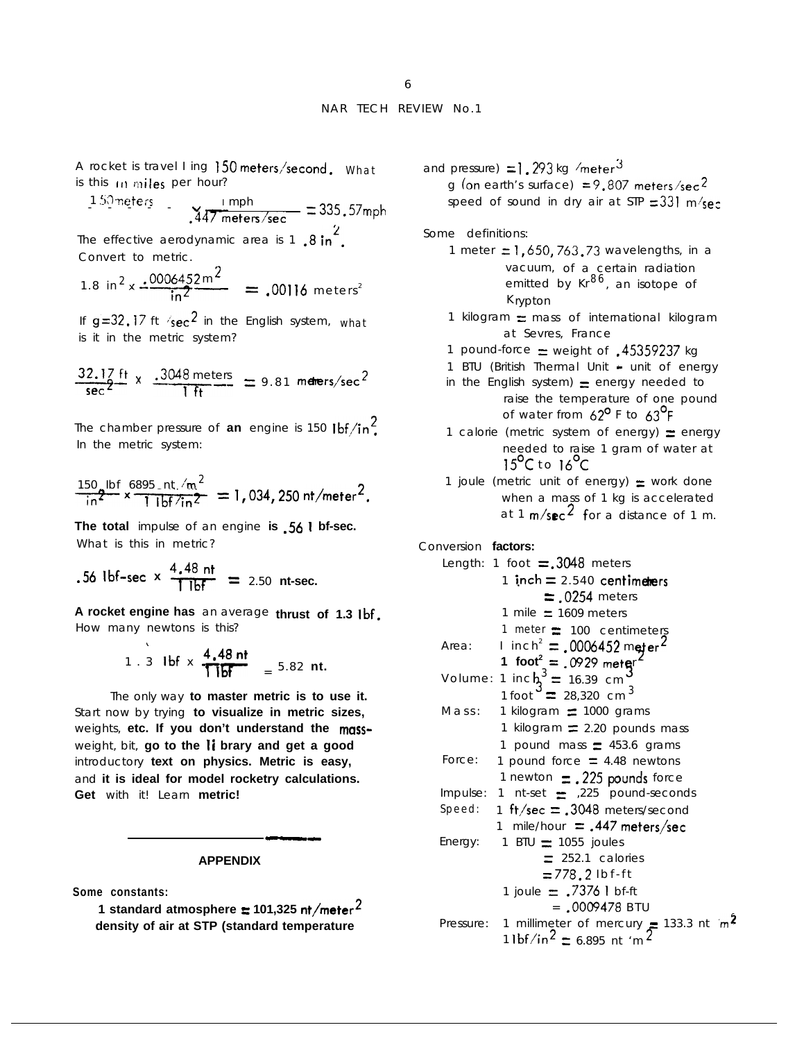A rocket is travelling 150 meters/second. What is this in miles per hour?

$$\frac{150 \text{ meters}}{\text{sec}} \times \frac{1 \text{ mph}}{.447 \text{ meters/sec}} = 335.57 \text{mph}$$

The effective aerodynamic area is 1.8 $in^2$. Convert to metric.

$$1.8 \text{ in}^2 \times \frac{.0006452 \text{ m}^2}{\text{in}^2} = .00116 \text{ meters}^2$$

If $g = 32.17$ ft/sec$^2$ in the English system, what is it in the metric system?

$$\frac{32.17 \text{ ft}}{\text{sec}^2} \times \frac{.3048 \text{ meters}}{1 \text{ ft}} = 9.81 \text{ meters/sec}^2$$

The chamber pressure of **an** engine is 150 lbf/in$^2$. In the metric system:

$$\frac{150 \text{ lbf}}{\text{in}^2} \times \frac{6895 \text{ nt./m}^2}{1 \text{ lbf/in}^2} = 1,034,250 \text{ nt/meter}^2.$$

**The total** impulse of an engine **is .56 lbf-sec.** What is this in metric?

$$.56 \text{ lbf-sec} \times \frac{4.48 \text{ nt}}{1 \text{ lbf}} = 2.50 \text{ nt-sec.}$$

**A rocket engine has** an average **thrust of 1.3 lbf.** How many newtons is this?

$$1.3 \text{ lbf} \times \frac{4.48 \text{ nt}}{1 \text{ lbf}} = 5.82 \text{ nt.}$$

The only way **to master metric is to use it.** Start now by trying **to visualize in metric sizes,** weights, **etc. If you don't understand the** mass-weight, bit, **go to the library and get a good** introductory **text on physics. Metric is easy,** and **it is ideal for model rocketry calculations. Get** with it! Learn **metric!**

## APPENDIX

**Some constants:**

**1 standard atmosphere = 101,325 nt/meter$^2$**

**density of air at STP (standard temperature** and pressure) = 1.293 kg/meter$^3$

g (on earth's surface) = 9.807 meters/sec$^2$

speed of sound in dry air at STP = 331 m/sec

Some definitions:

1 meter = 1,650,763.73 wavelengths, in a vacuum, of a certain radiation emitted by $Kr^{86}$, an isotope of Krypton

1 kilogram = mass of international kilogram at Sevres, France

1 pound-force = weight of .45359237 kg

1 BTU (British Thermal Unit - unit of energy in the English system) = energy needed to raise the temperature of one pound of water from 62° F to 63°F

1 calorie (metric system of energy) = energy needed to raise 1 gram of water at 15°C to 16°C

1 joule (metric unit of energy) = work done when a mass of 1 kg is accelerated at 1 m/sec$^2$ for a distance of 1 m.

Conversion **factors:**

Length: 1 foot = .3048 meters
- 1 inch = 2.540 centimeters
- = .0254 meters
- 1 mile = 1609 meters
- 1 meter = 100 centimeters

Area: 1 inch$^2$ = .0006452 meter$^2$
- **1 foot$^2$** = .0929 meter$^2$

Volume: 1 inch$^3$ = 16.39 cm$^3$
- 1 foot$^3$ = 28,320 cm$^3$

Mass: 1 kilogram = 1000 grams
- 1 kilogram = 2.20 pounds mass
- 1 pound mass = 453.6 grams

Force: 1 pound force = 4.48 newtons
- 1 newton = .225 pounds force

Impulse: 1 nt-sec = .225 pound-seconds

Speed: 1 ft/sec = .3048 meters/second
- 1 mile/hour = .447 meters/sec

Energy: 1 BTU = 1055 joules
- = 252.1 calories
- = 778.2 lbf-ft
- 1 joule = .7376 lbf-ft
- = .0009478 BTU

Pressure: 1 millimeter of mercury = 133.3 nt/m$^2$
- 1 lbf/in$^2$ = 6.895 nt/m$^2$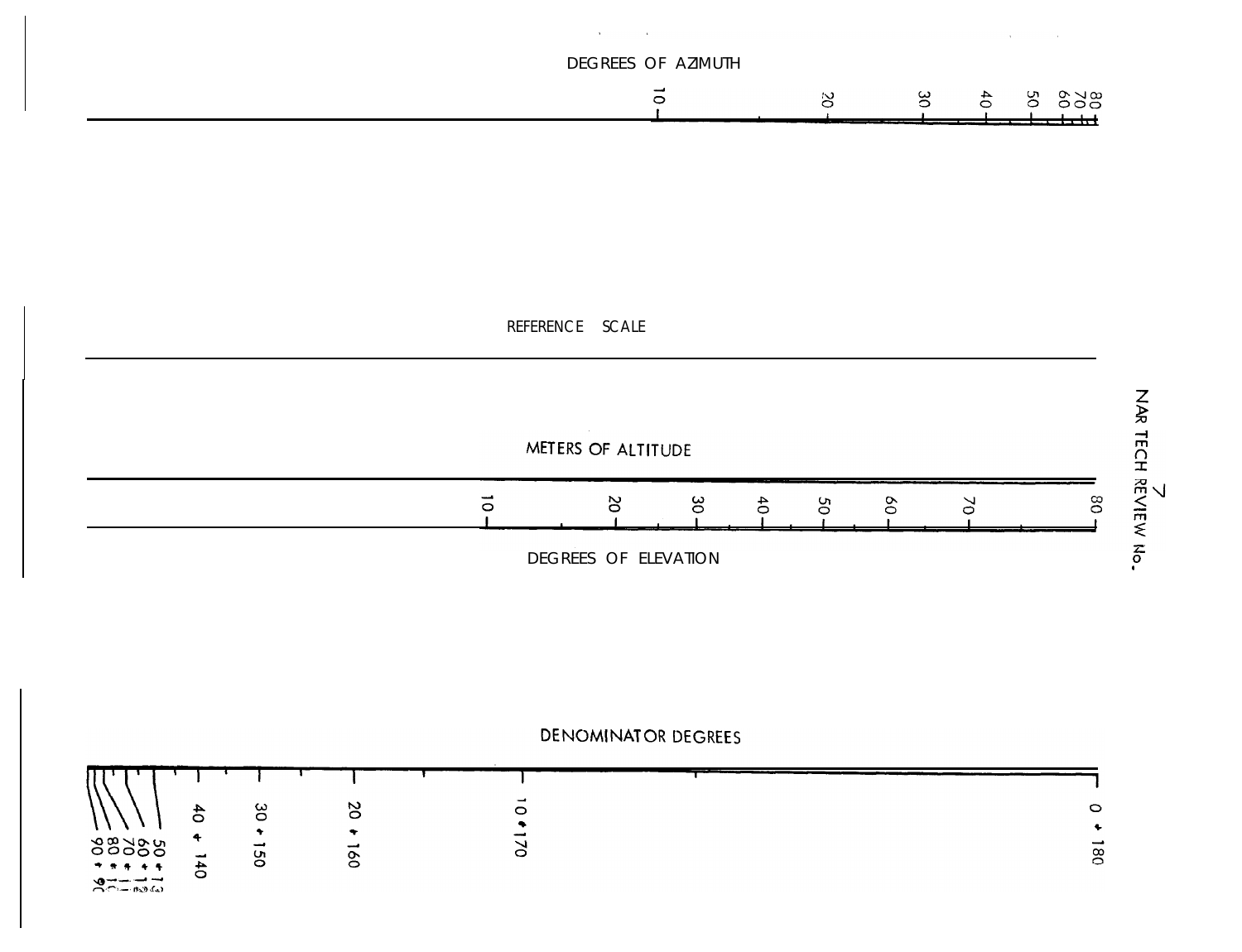DEGREES OF AZIMUTH

10 20 30 40 50 60 70 80

REFERENCE SCALE

METERS OF ALTITUDE

10 20 30 40 50 60 70 80

DEGREES OF ELEVATION

DENOMINATOR DEGREES

90 + 90 80 + 100 70 + 110 60 + 120 50 + 130 40 + 140 30 + 150 20 + 160 10 + 170 0 + 180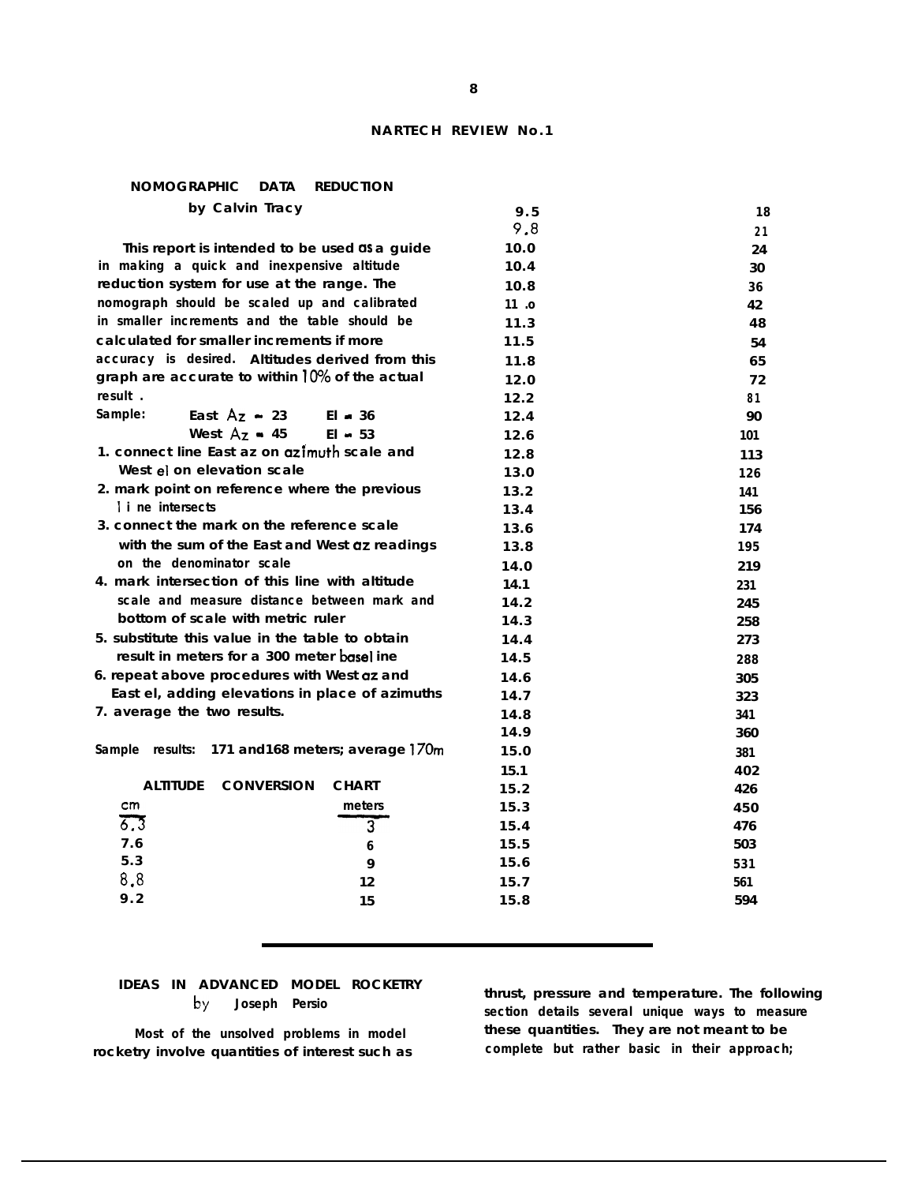## NOMOGRAPHIC DATA REDUCTION

by Calvin Tracy

This report is intended to be used as a guide in making a quick and inexpensive altitude reduction system for use at the range. The nomograph should be scaled up and calibrated in smaller increments and the table should be calculated for smaller increments if more accuracy is desired. Altitudes derived from this graph are accurate to within 10% of the actual result.

Sample: East Az = 23 El = 36
West Az = 45 El = 53

1. connect line East az on azimuth scale and West el on elevation scale
2. mark point on reference where the previous line intersects
3. connect the mark on the reference scale with the sum of the East and West az readings on the denominator scale
4. mark intersection of this line with altitude scale and measure distance between mark and bottom of scale with metric ruler
5. substitute this value in the table to obtain result in meters for a 300 meter base line
6. repeat above procedures with West az and East el, adding elevations in place of azimuths
7. average the two results.

Sample results: 171 and 168 meters; average 170m

### ALTITUDE CONVERSION CHART

| cm | meters |
|---|---|
| 6.3 | 3 |
| 7.6 | 6 |
| 5.3 | 9 |
| 8.8 | 12 |
| 9.2 | 15 |
| 9.5 | 18 |
| 9.8 | 21 |
| 10.0 | 24 |
| 10.4 | 30 |
| 10.8 | 36 |
| 11.0 | 42 |
| 11.3 | 48 |
| 11.5 | 54 |
| 11.8 | 65 |
| 12.0 | 72 |
| 12.2 | 81 |
| 12.4 | 90 |
| 12.6 | 101 |
| 12.8 | 113 |
| 13.0 | 126 |
| 13.2 | 141 |
| 13.4 | 156 |
| 13.6 | 174 |
| 13.8 | 195 |
| 14.0 | 219 |
| 14.1 | 231 |
| 14.2 | 245 |
| 14.3 | 258 |
| 14.4 | 273 |
| 14.5 | 288 |
| 14.6 | 305 |
| 14.7 | 323 |
| 14.8 | 341 |
| 14.9 | 360 |
| 15.0 | 381 |
| 15.1 | 402 |
| 15.2 | 426 |
| 15.3 | 450 |
| 15.4 | 476 |
| 15.5 | 503 |
| 15.6 | 531 |
| 15.7 | 561 |
| 15.8 | 594 |

---

## IDEAS IN ADVANCED MODEL ROCKETRY

by Joseph Persio

Most of the unsolved problems in model rocketry involve quantities of interest such as thrust, pressure and temperature. The following section details several unique ways to measure these quantities. They are not meant to be complete but rather basic in their approach;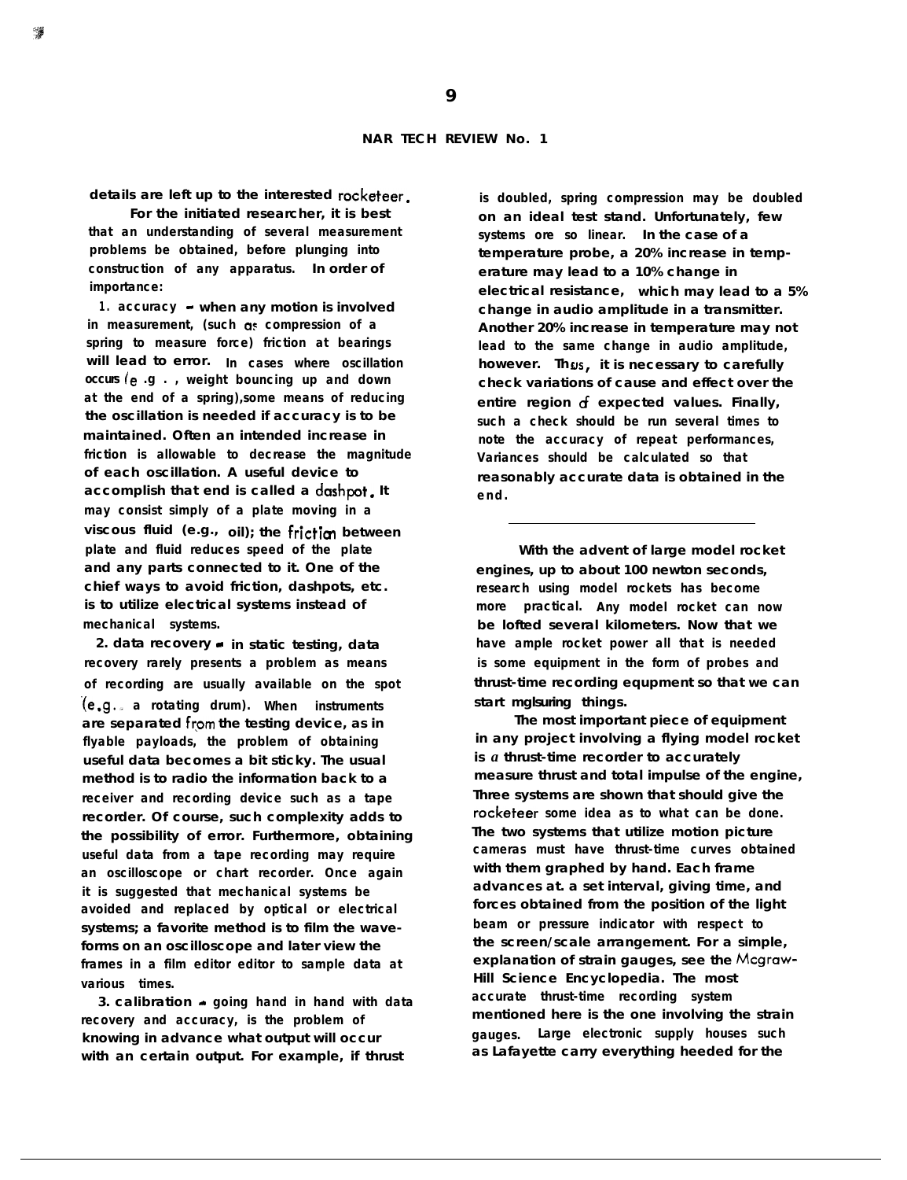details are left up to the interested rocketeer.

For the initiated researcher, it is best that an understanding of several measurement problems be obtained, before plunging into construction of any apparatus. In order of importance:

1. accuracy - when any motion is involved in measurement, (such as compression of a spring to measure force) friction at bearings will lead to error. In cases where oscillation occurs (e.g., weight bouncing up and down at the end of a spring), some means of reducing the oscillation is needed if accuracy is to be maintained. Often an intended increase in friction is allowable to decrease the magnitude of each oscillation. A useful device to accomplish that end is called a dashpot. It may consist simply of a plate moving in a viscous fluid (e.g., oil); the friction between plate and fluid reduces speed of the plate and any parts connected to it. One of the chief ways to avoid friction, dashpots, etc. is to utilize electrical systems instead of mechanical systems.

2. data recovery - in static testing, data recovery rarely presents a problem as means of recording are usually available on the spot (e.g., a rotating drum). When instruments are separated from the testing device, as in flyable payloads, the problem of obtaining useful data becomes a bit sticky. The usual method is to radio the information back to a receiver and recording device such as a tape recorder. Of course, such complexity adds to the possibility of error. Furthermore, obtaining useful data from a tape recording may require an oscilloscope or chart recorder. Once again it is suggested that mechanical systems be avoided and replaced by optical or electrical systems; a favorite method is to film the waveforms on an oscilloscope and later view the frames in a film editor editor to sample data at various times.

3. calibration - going hand in hand with data recovery and accuracy, is the problem of knowing in advance what output will occur with an certain output. For example, if thrust is doubled, spring compression may be doubled on an ideal test stand. Unfortunately, few systems ore so linear. In the case of a temperature probe, a 20% increase in temperature may lead to a 10% change in electrical resistance, which may lead to a 5% change in audio amplitude in a transmitter. Another 20% increase in temperature may not lead to the same change in audio amplitude, however. Thus, it is necessary to carefully check variations of cause and effect over the entire region of expected values. Finally, such a check should be run several times to note the accuracy of repeat performances, Variances should be calculated so that reasonably accurate data is obtained in the end.

---

With the advent of large model rocket engines, up to about 100 newton seconds, research using model rockets has become more practical. Any model rocket can now be lofted several kilometers. Now that we have ample rocket power all that is needed is some equipment in the form of probes and thrust-time recording equpment so that we can start measuring things.

The most important piece of equipment in any project involving a flying model rocket is a thrust-time recorder to accurately measure thrust and total impulse of the engine, Three systems are shown that should give the rocketeer some idea as to what can be done. The two systems that utilize motion picture cameras must have thrust-time curves obtained with them graphed by hand. Each frame advances at. a set interval, giving time, and forces obtained from the position of the light beam or pressure indicator with respect to the screen/scale arrangement. For a simple, explanation of strain gauges, see the Mcgraw-Hill Science Encyclopedia. The most accurate thrust-time recording system mentioned here is the one involving the strain gauges. Large electronic supply houses such as Lafayette carry everything heeded for the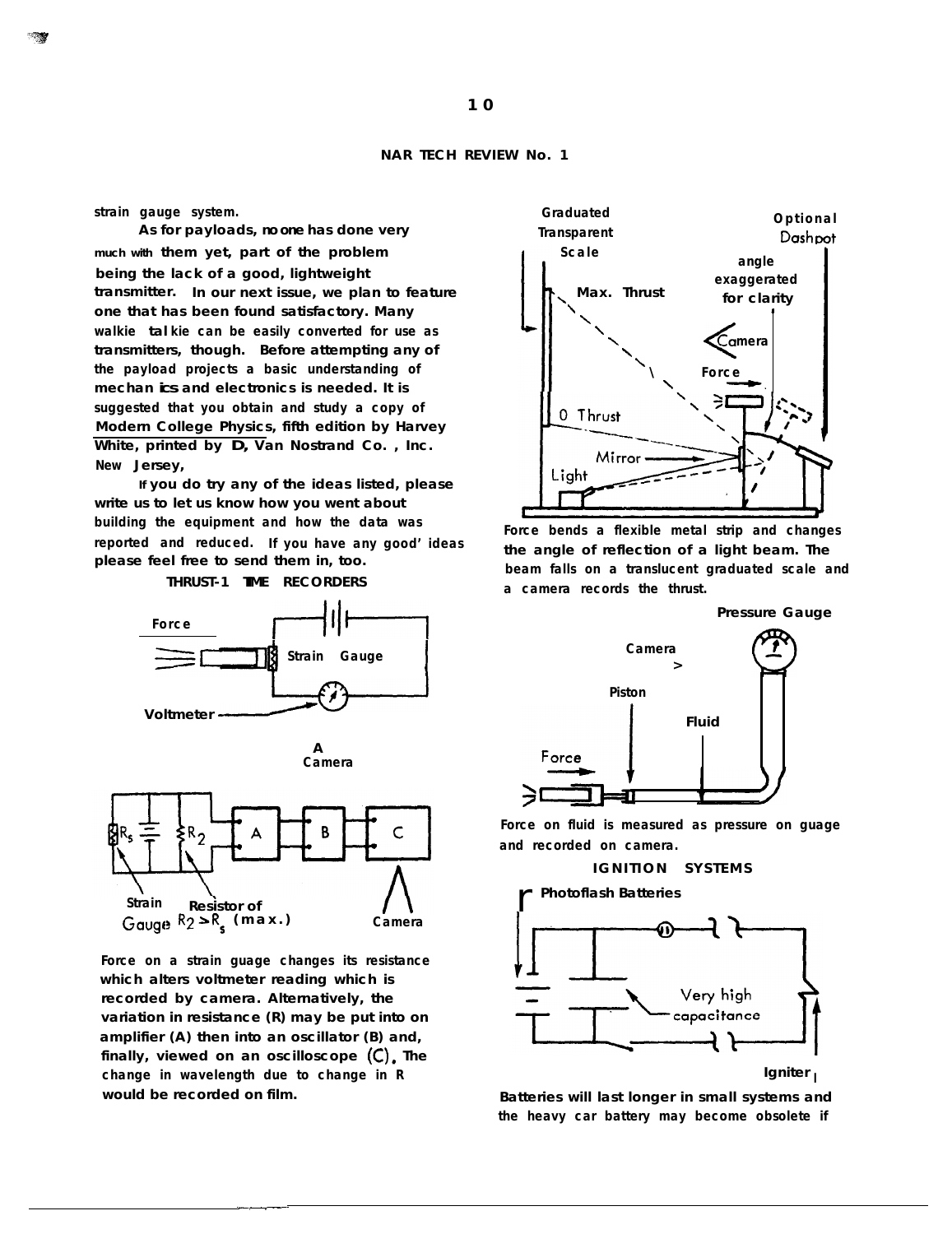strain gauge system.

As for payloads, no one has done very much with them yet, part of the problem being the lack of a good, lightweight transmitter. In our next issue, we plan to feature one that has been found satisfactory. Many walkie talkie can be easily converted for use as transmitters, though. Before attempting any of the payload projects a basic understanding of mechanics and electronics is needed. It is suggested that you obtain and study a copy of Modern College Physics, fifth edition by Harvey White, printed by D. Van Nostrand Co., Inc. New Jersey.

If you do try any of the ideas listed, please write us to let us know how you went about building the equipment and how the data was reported and reduced. If you have any good ideas please feel free to send them in, too.

## THRUST-TIME RECORDERS

Force on a strain guage changes its resistance which alters voltmeter reading which is recorded by camera. Alternatively, the variation in resistance (R) may be put into on amplifier (A) then into an oscillator (B) and, finally, viewed on an oscilloscope (C). The change in wavelength due to change in R would be recorded on film.

Force bends a flexible metal strip and changes the angle of reflection of a light beam. The beam falls on a translucent graduated scale and a camera records the thrust.

Force on fluid is measured as pressure on guage and recorded on camera.

## IGNITION SYSTEMS

Batteries will last longer in small systems and the heavy car battery may become obsolete if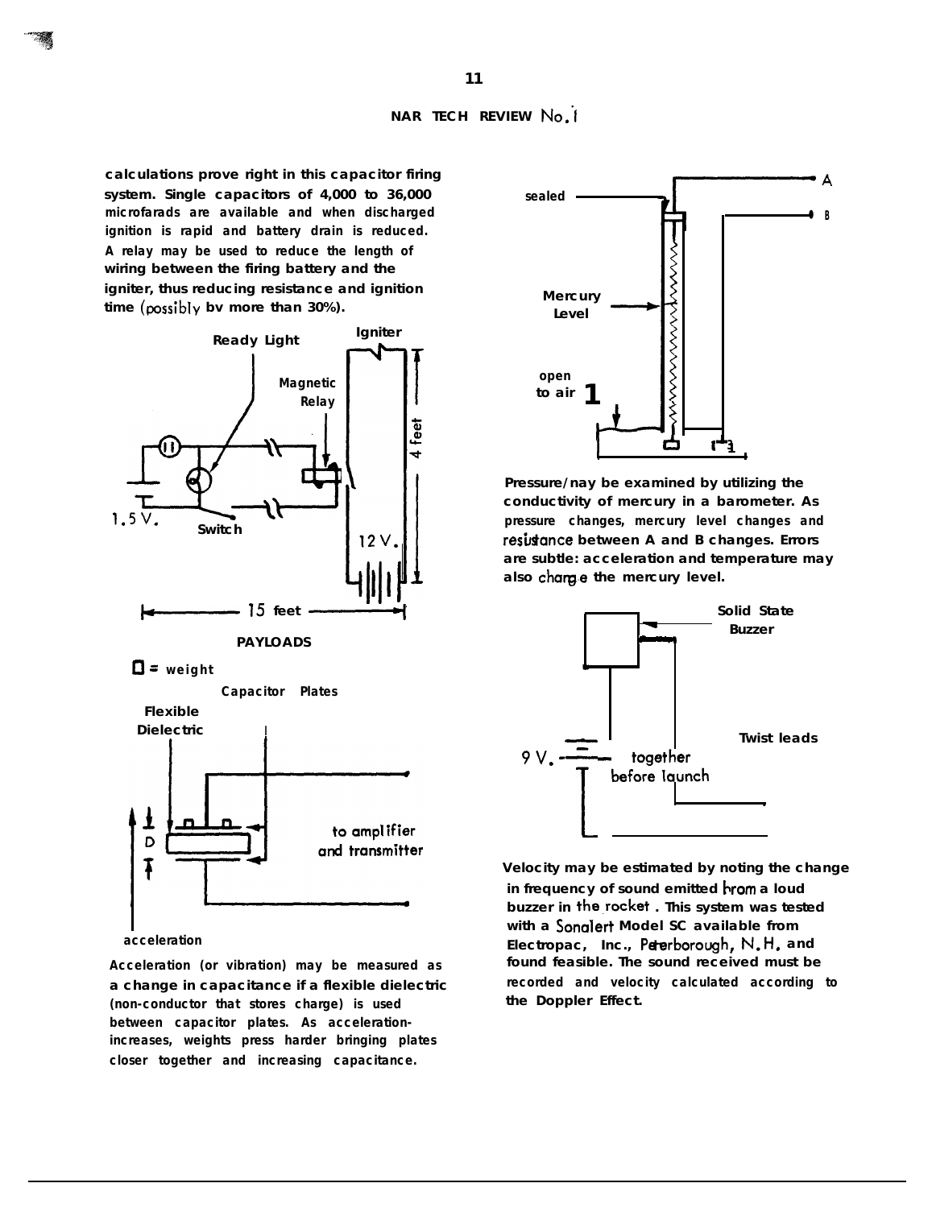calculations prove right in this capacitor firing system. Single capacitors of 4,000 to 36,000 microfarads are available and when discharged ignition is rapid and battery drain is reduced. A relay may be used to reduce the length of wiring between the firing battery and the igniter, thus reducing resistance and ignition time (possibly bv more than 30%).

Ready Light

Igniter

Magnetic Relay

4 feet

1.5 V.

Switch

12 V.

15 feet

PAYLOADS

□ = weight

Capacitor Plates

Flexible Dielectric

D

to amplifier and transmitter

acceleration

Acceleration (or vibration) may be measured as a change in capacitance if a flexible dielectric (non-conductor that stores charge) is used between capacitor plates. As acceleration increases, weights press harder bringing plates closer together and increasing capacitance.

sealed

A

B

Mercury Level

open to air

Pressure/nay be examined by utilizing the conductivity of mercury in a barometer. As pressure changes, mercury level changes and resistance between A and B changes. Errors are subtle: acceleration and temperature may also change the mercury level.

Solid State Buzzer

Twist leads together before launch

9 V.

Velocity may be estimated by noting the change in frequency of sound emitted from a loud buzzer in the rocket. This system was tested with a Sonalert Model SC available from Electropac, Inc., Peterborough, N.H. and found feasible. The sound received must be recorded and velocity calculated according to the Doppler Effect.